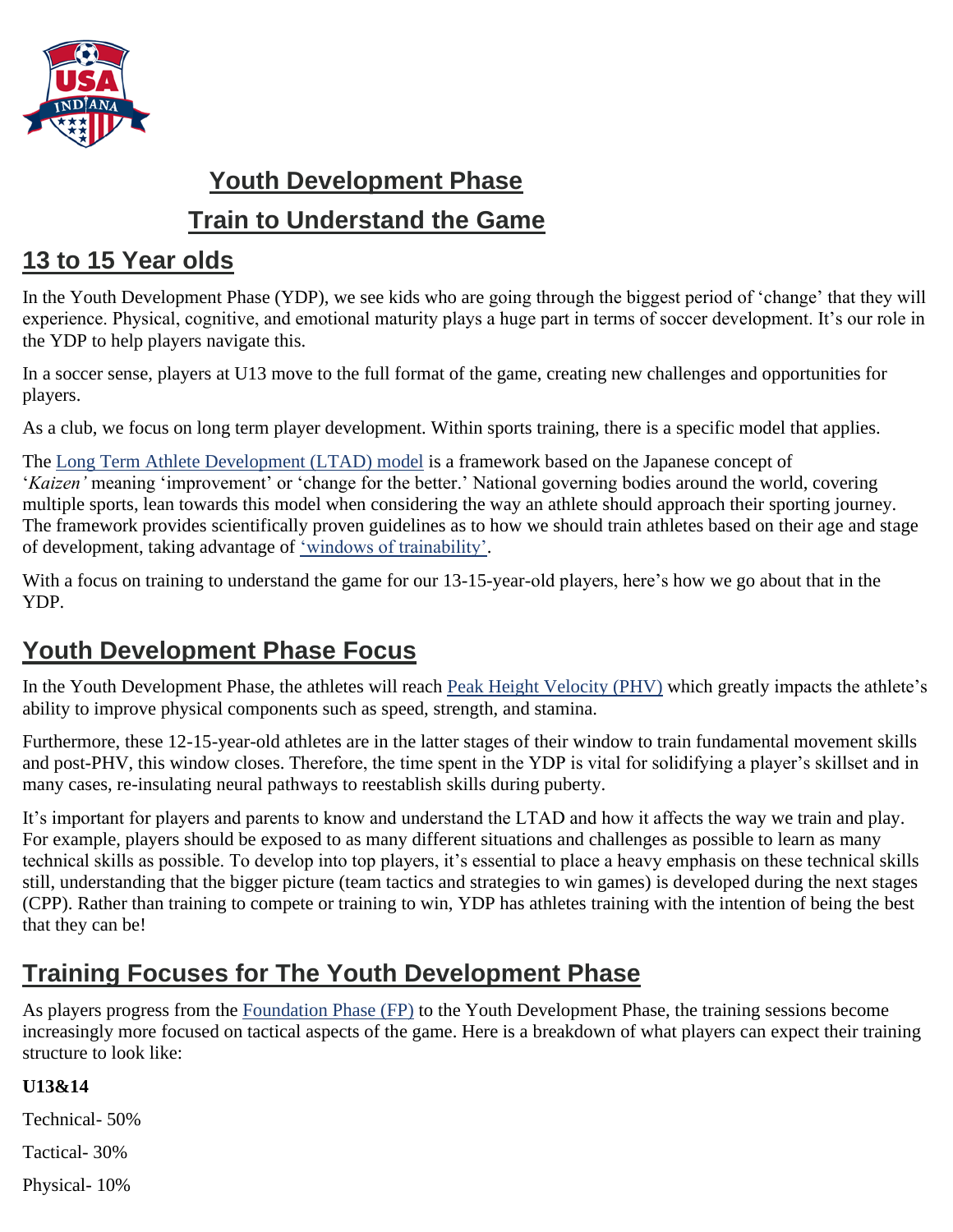# Youth Development Phase

# Train to Understand the Game

## 13 to 15 Year olds

In the Youth Development Phase (YDP), we see kids who are going through the biggest period of 'change' that they will experience. Physical, cognitive, and emotional maturity plays a huge part in terms of soccer development. It's our role in the YDP to help players navigate this.

In a soccer sense, players at U13 move to the full format of the game, creating new challenges and opportunities for players.

As a club, we focus on long term player development. Within sports training, there is a specific model that applies.

The Long Term Athlete Development (LTAD) model is a framework based on the Japanese concept of '*Kaizen'* meaning 'improvement' or 'change for the better.' National governing bodies around the world, covering multiple sports, lean towards this model when considering the way an athlete should approach their sporting journey. The framework provides scientifically proven guidelines as to how we should train athletes based on their age and stage of development, taking advantage of 'windows of trainability'.

With a focus on training to understand the game for our 13-15-year-old players, here's how we go about that in the YDP.

## Youth Development Phase Focus

In the Youth Development Phase, the athletes will reach Peak Height Velocity (PHV) which greatly impacts the athlete's ability to improve physical components such as speed, strength, and stamina.

Furthermore, these 12-15-year-old athletes are in the latter stages of their window to train fundamental movement skills and post-PHV, this window closes. Therefore, the time spent in the YDP is vital for solidifying a player's skillset and in many cases, re-insulating neural pathways to reestablish skills during puberty.

It's important for players and parents to know and understand the LTAD and how it affects the way we train and play. For example, players should be exposed to as many different situations and challenges as possible to learn as many technical skills as possible. To develop into top players, it's essential to place a heavy emphasis on these technical skills still, understanding that the bigger picture (team tactics and strategies to win games) is developed during the next stages (CPP). Rather than training to compete or training to win, YDP has athletes training with the intention of being the best that they can be!

## Training Focuses for The Youth Development Phase

As players progress from the Foundation Phase (FP) to the Youth Development Phase, the training sessions become increasingly more focused on tactical aspects of the game. Here is a breakdown of what players can expect their training structure to look like:

**U13&14**

Technical- 50%

Tactical- 30%

Physical- 10%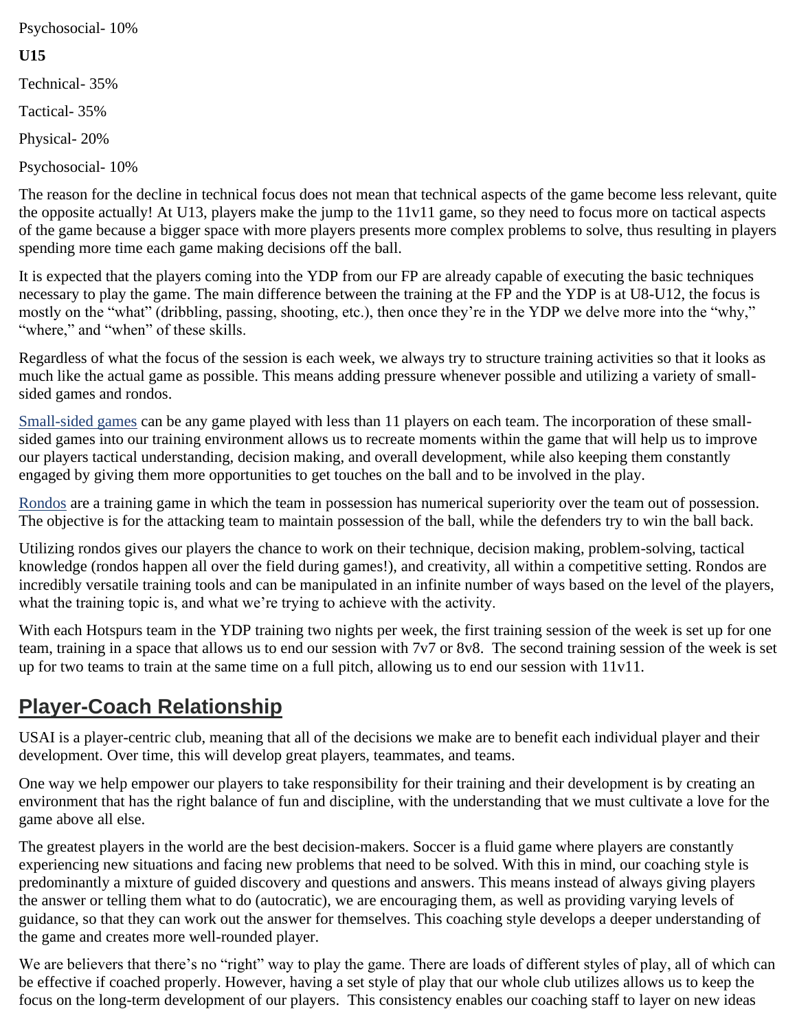Psychosocial- 10%

**U15**

Technical- 35%

Tactical- 35%

Physical- 20%

Psychosocial- 10%

The reason for the decline in technical focus does not mean that technical aspects of the game become less relevant, quite the opposite actually! At U13, players make the jump to the 11v11 game, so they need to focus more on tactical aspects of the game because a bigger space with more players presents more complex problems to solve, thus resulting in players spending more time each game making decisions off the ball.

It is expected that the players coming into the YDP from our FP are already capable of executing the basic techniques necessary to play the game. The main difference between the training at the FP and the YDP is at U8-U12, the focus is mostly on the "what" (dribbling, passing, shooting, etc.), then once they're in the YDP we delve more into the "why," "where," and "when" of these skills.

Regardless of what the focus of the session is each week, we always try to structure training activities so that it looks as much like the actual game as possible. This means adding pressure whenever possible and utilizing a variety of small-sided games and rondos.

Small-sided games can be any game played with less than 11 players on each team. The incorporation of these small-sided games into our training environment allows us to recreate moments within the game that will help us to improve our players tactical understanding, decision making, and overall development, while also keeping them constantly engaged by giving them more opportunities to get touches on the ball and to be involved in the play.

Rondos are a training game in which the team in possession has numerical superiority over the team out of possession. The objective is for the attacking team to maintain possession of the ball, while the defenders try to win the ball back.

Utilizing rondos gives our players the chance to work on their technique, decision making, problem-solving, tactical knowledge (rondos happen all over the field during games!), and creativity, all within a competitive setting. Rondos are incredibly versatile training tools and can be manipulated in an infinite number of ways based on the level of the players, what the training topic is, and what we're trying to achieve with the activity.

With each Hotspurs team in the YDP training two nights per week, the first training session of the week is set up for one team, training in a space that allows us to end our session with 7v7 or 8v8. The second training session of the week is set up for two teams to train at the same time on a full pitch, allowing us to end our session with 11v11.

## Player-Coach Relationship

USAI is a player-centric club, meaning that all of the decisions we make are to benefit each individual player and their development. Over time, this will develop great players, teammates, and teams.

One way we help empower our players to take responsibility for their training and their development is by creating an environment that has the right balance of fun and discipline, with the understanding that we must cultivate a love for the game above all else.

The greatest players in the world are the best decision-makers. Soccer is a fluid game where players are constantly experiencing new situations and facing new problems that need to be solved. With this in mind, our coaching style is predominantly a mixture of guided discovery and questions and answers. This means instead of always giving players the answer or telling them what to do (autocratic), we are encouraging them, as well as providing varying levels of guidance, so that they can work out the answer for themselves. This coaching style develops a deeper understanding of the game and creates more well-rounded player.

We are believers that there's no "right" way to play the game. There are loads of different styles of play, all of which can be effective if coached properly. However, having a set style of play that our whole club utilizes allows us to keep the focus on the long-term development of our players. This consistency enables our coaching staff to layer on new ideas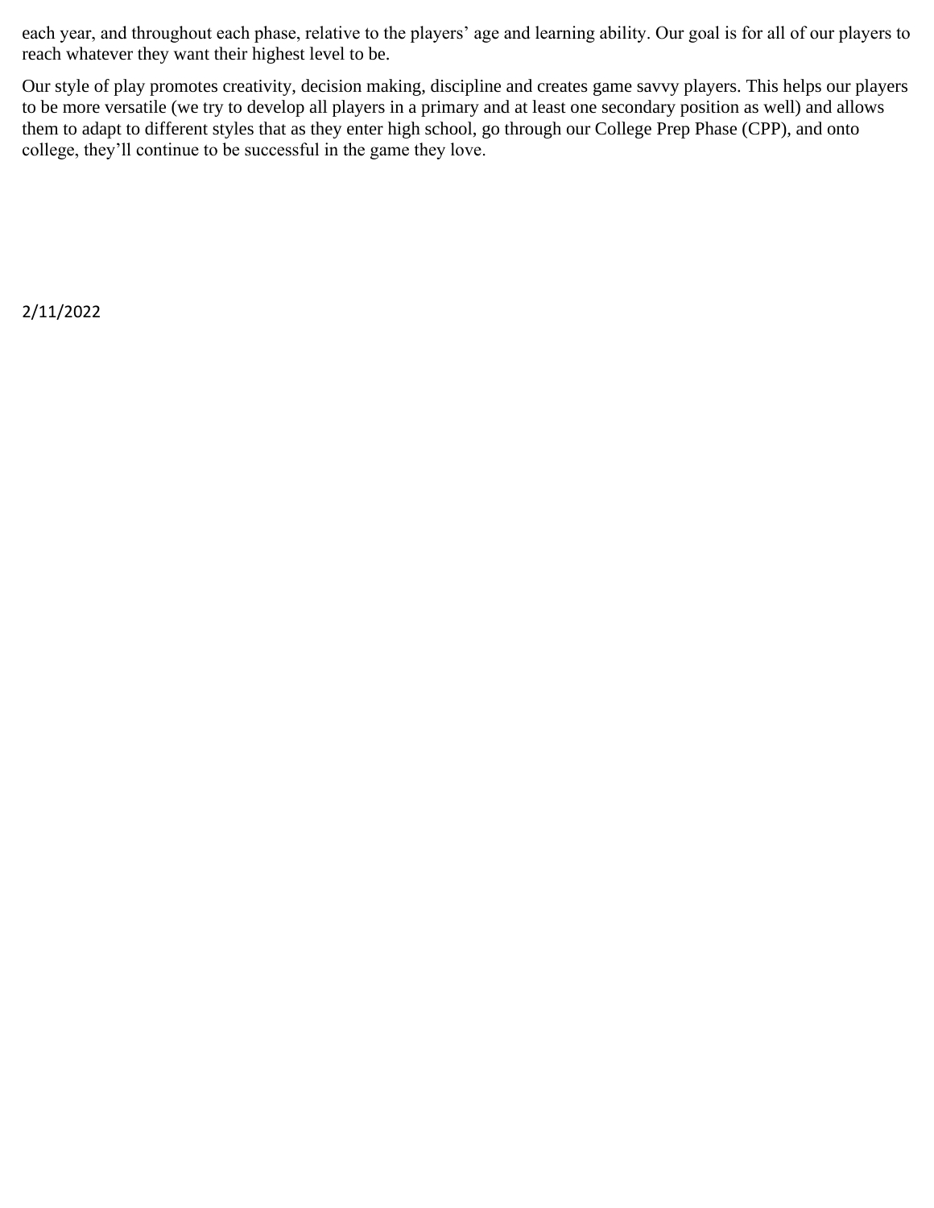each year, and throughout each phase, relative to the players' age and learning ability. Our goal is for all of our players to reach whatever they want their highest level to be.

Our style of play promotes creativity, decision making, discipline and creates game savvy players. This helps our players to be more versatile (we try to develop all players in a primary and at least one secondary position as well) and allows them to adapt to different styles that as they enter high school, go through our College Prep Phase (CPP), and onto college, they'll continue to be successful in the game they love.

2/11/2022